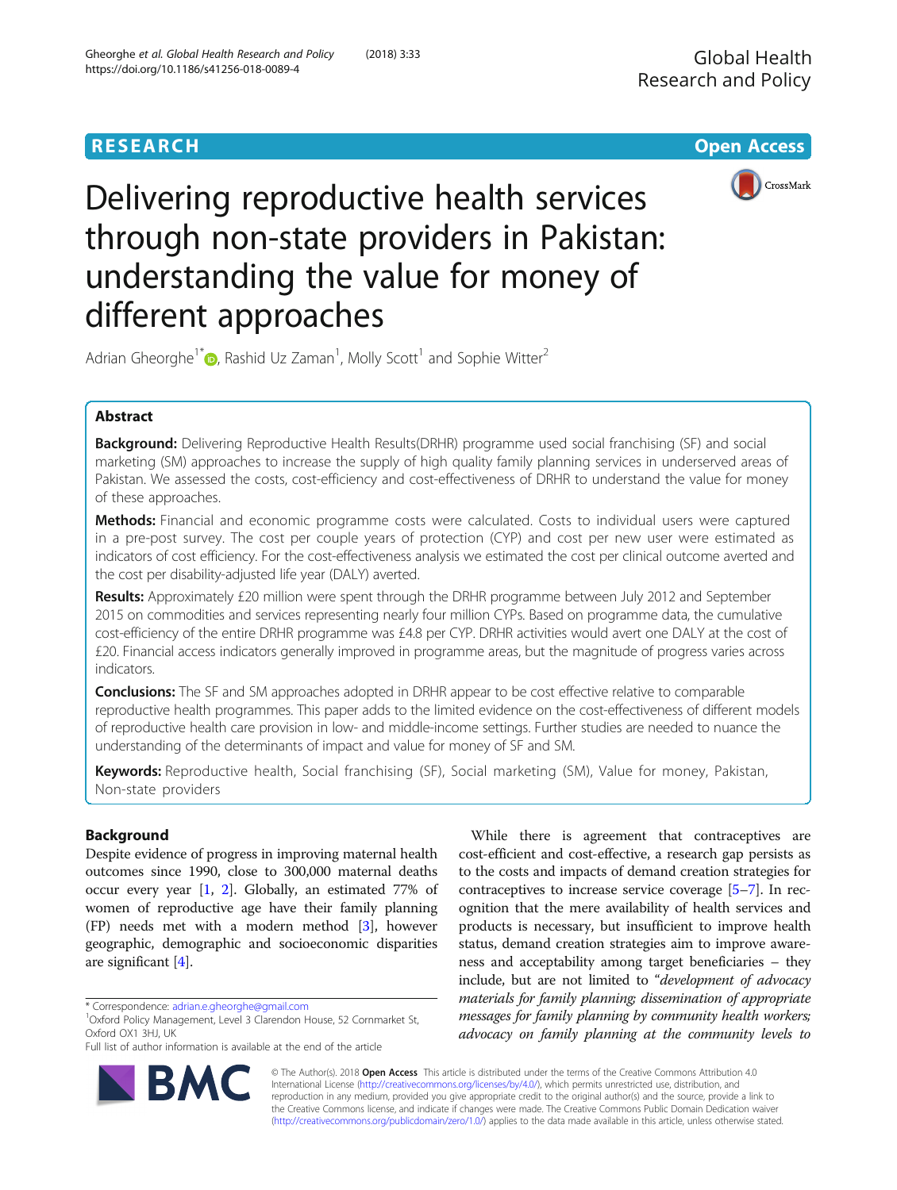RESEARCH

Open Access

# Delivering reproductive health services through non-state providers in Pakistan: understanding the value for money of different approaches

Adrian Gheorghe[1*], Rashid Uz Zaman[1], Molly Scott[1] and Sophie Witter[2]

## Abstract

**Background:** Delivering Reproductive Health Results(DRHR) programme used social franchising (SF) and social marketing (SM) approaches to increase the supply of high quality family planning services in underserved areas of Pakistan. We assessed the costs, cost-efficiency and cost-effectiveness of DRHR to understand the value for money of these approaches.

**Methods:** Financial and economic programme costs were calculated. Costs to individual users were captured in a pre-post survey. The cost per couple years of protection (CYP) and cost per new user were estimated as indicators of cost efficiency. For the cost-effectiveness analysis we estimated the cost per clinical outcome averted and the cost per disability-adjusted life year (DALY) averted.

**Results:** Approximately £20 million were spent through the DRHR programme between July 2012 and September 2015 on commodities and services representing nearly four million CYPs. Based on programme data, the cumulative cost-efficiency of the entire DRHR programme was £4.8 per CYP. DRHR activities would avert one DALY at the cost of £20. Financial access indicators generally improved in programme areas, but the magnitude of progress varies across indicators.

**Conclusions:** The SF and SM approaches adopted in DRHR appear to be cost effective relative to comparable reproductive health programmes. This paper adds to the limited evidence on the cost-effectiveness of different models of reproductive health care provision in low- and middle-income settings. Further studies are needed to nuance the understanding of the determinants of impact and value for money of SF and SM.

**Keywords:** Reproductive health, Social franchising (SF), Social marketing (SM), Value for money, Pakistan, Non-state providers

## Background

Despite evidence of progress in improving maternal health outcomes since 1990, close to 300,000 maternal deaths occur every year [1, 2]. Globally, an estimated 77% of women of reproductive age have their family planning (FP) needs met with a modern method [3], however geographic, demographic and socioeconomic disparities are significant [4].

While there is agreement that contraceptives are cost-efficient and cost-effective, a research gap persists as to the costs and impacts of demand creation strategies for contraceptives to increase service coverage [5–7]. In recognition that the mere availability of health services and products is necessary, but insufficient to improve health status, demand creation strategies aim to improve awareness and acceptability among target beneficiaries – they include, but are not limited to "*development of advocacy materials for family planning; dissemination of appropriate messages for family planning by community health workers; advocacy on family planning at the community levels to*

\* Correspondence: adrian.e.gheorghe@gmail.com
[1]Oxford Policy Management, Level 3 Clarendon House, 52 Cornmarket St, Oxford OX1 3HJ, UK
Full list of author information is available at the end of the article

© The Author(s). 2018 **Open Access** This article is distributed under the terms of the Creative Commons Attribution 4.0 International License (http://creativecommons.org/licenses/by/4.0/), which permits unrestricted use, distribution, and reproduction in any medium, provided you give appropriate credit to the original author(s) and the source, provide a link to the Creative Commons license, and indicate if changes were made. The Creative Commons Public Domain Dedication waiver (http://creativecommons.org/publicdomain/zero/1.0/) applies to the data made available in this article, unless otherwise stated.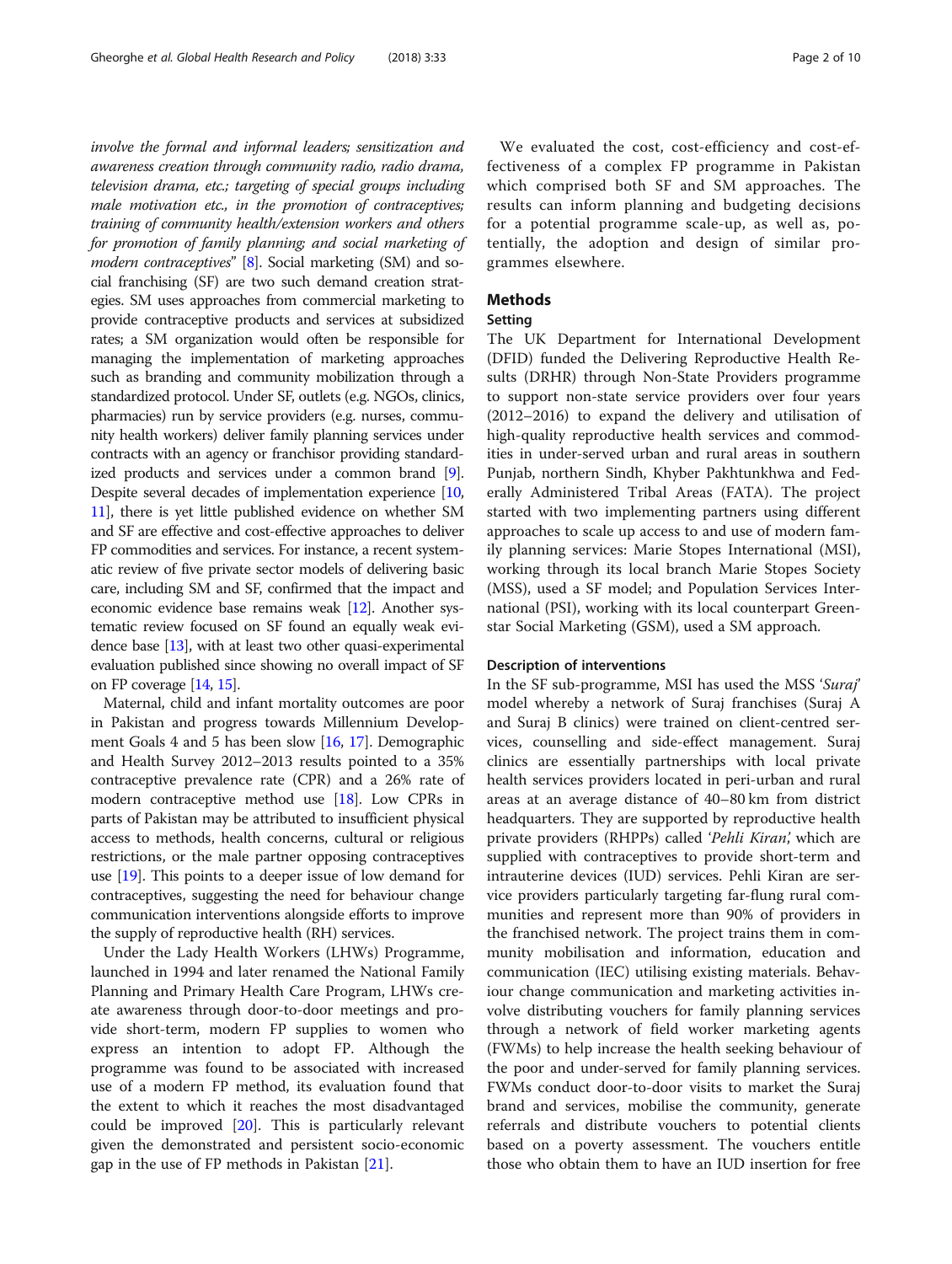*involve the formal and informal leaders; sensitization and awareness creation through community radio, radio drama, television drama, etc.; targeting of special groups including male motivation etc., in the promotion of contraceptives; training of community health/extension workers and others for promotion of family planning; and social marketing of modern contraceptives*" [8]. Social marketing (SM) and social franchising (SF) are two such demand creation strategies. SM uses approaches from commercial marketing to provide contraceptive products and services at subsidized rates; a SM organization would often be responsible for managing the implementation of marketing approaches such as branding and community mobilization through a standardized protocol. Under SF, outlets (e.g. NGOs, clinics, pharmacies) run by service providers (e.g. nurses, community health workers) deliver family planning services under contracts with an agency or franchisor providing standardized products and services under a common brand [9]. Despite several decades of implementation experience [10, 11], there is yet little published evidence on whether SM and SF are effective and cost-effective approaches to deliver FP commodities and services. For instance, a recent systematic review of five private sector models of delivering basic care, including SM and SF, confirmed that the impact and economic evidence base remains weak [12]. Another systematic review focused on SF found an equally weak evidence base [13], with at least two other quasi-experimental evaluation published since showing no overall impact of SF on FP coverage [14, 15].

Maternal, child and infant mortality outcomes are poor in Pakistan and progress towards Millennium Development Goals 4 and 5 has been slow [16, 17]. Demographic and Health Survey 2012–2013 results pointed to a 35% contraceptive prevalence rate (CPR) and a 26% rate of modern contraceptive method use [18]. Low CPRs in parts of Pakistan may be attributed to insufficient physical access to methods, health concerns, cultural or religious restrictions, or the male partner opposing contraceptives use [19]. This points to a deeper issue of low demand for contraceptives, suggesting the need for behaviour change communication interventions alongside efforts to improve the supply of reproductive health (RH) services.

Under the Lady Health Workers (LHWs) Programme, launched in 1994 and later renamed the National Family Planning and Primary Health Care Program, LHWs create awareness through door-to-door meetings and provide short-term, modern FP supplies to women who express an intention to adopt FP. Although the programme was found to be associated with increased use of a modern FP method, its evaluation found that the extent to which it reaches the most disadvantaged could be improved [20]. This is particularly relevant given the demonstrated and persistent socio-economic gap in the use of FP methods in Pakistan [21].

We evaluated the cost, cost-efficiency and cost-effectiveness of a complex FP programme in Pakistan which comprised both SF and SM approaches. The results can inform planning and budgeting decisions for a potential programme scale-up, as well as, potentially, the adoption and design of similar programmes elsewhere.

## Methods

### Setting

The UK Department for International Development (DFID) funded the Delivering Reproductive Health Results (DRHR) through Non-State Providers programme to support non-state service providers over four years (2012–2016) to expand the delivery and utilisation of high-quality reproductive health services and commodities in under-served urban and rural areas in southern Punjab, northern Sindh, Khyber Pakhtunkhwa and Federally Administered Tribal Areas (FATA). The project started with two implementing partners using different approaches to scale up access to and use of modern family planning services: Marie Stopes International (MSI), working through its local branch Marie Stopes Society (MSS), used a SF model; and Population Services International (PSI), working with its local counterpart Greenstar Social Marketing (GSM), used a SM approach.

### Description of interventions

In the SF sub-programme, MSI has used the MSS '*Suraj*' model whereby a network of Suraj franchises (Suraj A and Suraj B clinics) were trained on client-centred services, counselling and side-effect management. Suraj clinics are essentially partnerships with local private health services providers located in peri-urban and rural areas at an average distance of 40–80 km from district headquarters. They are supported by reproductive health private providers (RHPPs) called '*Pehli Kiran*,' which are supplied with contraceptives to provide short-term and intrauterine devices (IUD) services. Pehli Kiran are service providers particularly targeting far-flung rural communities and represent more than 90% of providers in the franchised network. The project trains them in community mobilisation and information, education and communication (IEC) utilising existing materials. Behaviour change communication and marketing activities involve distributing vouchers for family planning services through a network of field worker marketing agents (FWMs) to help increase the health seeking behaviour of the poor and under-served for family planning services. FWMs conduct door-to-door visits to market the Suraj brand and services, mobilise the community, generate referrals and distribute vouchers to potential clients based on a poverty assessment. The vouchers entitle those who obtain them to have an IUD insertion for free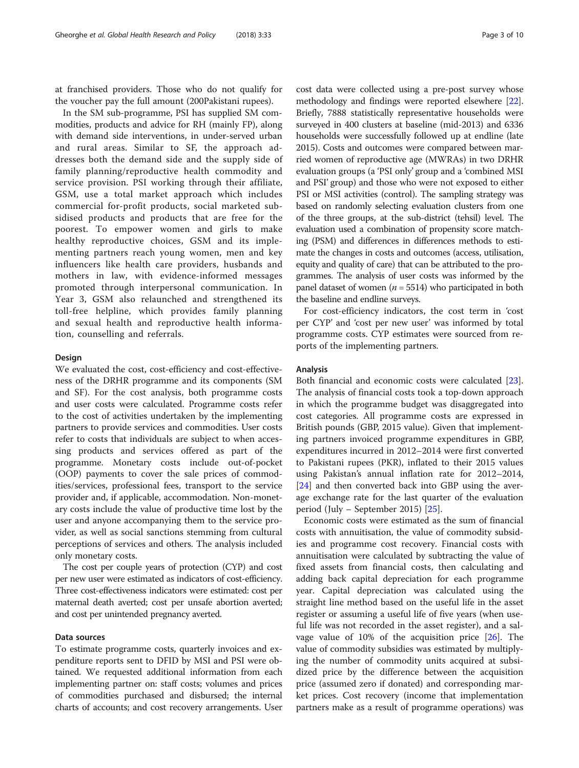at franchised providers. Those who do not qualify for the voucher pay the full amount (200Pakistani rupees).

In the SM sub-programme, PSI has supplied SM commodities, products and advice for RH (mainly FP), along with demand side interventions, in under-served urban and rural areas. Similar to SF, the approach addresses both the demand side and the supply side of family planning/reproductive health commodity and service provision. PSI working through their affiliate, GSM, use a total market approach which includes commercial for-profit products, social marketed subsidised products and products that are free for the poorest. To empower women and girls to make healthy reproductive choices, GSM and its implementing partners reach young women, men and key influencers like health care providers, husbands and mothers in law, with evidence-informed messages promoted through interpersonal communication. In Year 3, GSM also relaunched and strengthened its toll-free helpline, which provides family planning and sexual health and reproductive health information, counselling and referrals.

### Design

We evaluated the cost, cost-efficiency and cost-effectiveness of the DRHR programme and its components (SM and SF). For the cost analysis, both programme costs and user costs were calculated. Programme costs refer to the cost of activities undertaken by the implementing partners to provide services and commodities. User costs refer to costs that individuals are subject to when accessing products and services offered as part of the programme. Monetary costs include out-of-pocket (OOP) payments to cover the sale prices of commodities/services, professional fees, transport to the service provider and, if applicable, accommodation. Non-monetary costs include the value of productive time lost by the user and anyone accompanying them to the service provider, as well as social sanctions stemming from cultural perceptions of services and others. The analysis included only monetary costs.

The cost per couple years of protection (CYP) and cost per new user were estimated as indicators of cost-efficiency. Three cost-effectiveness indicators were estimated: cost per maternal death averted; cost per unsafe abortion averted; and cost per unintended pregnancy averted.

### Data sources

To estimate programme costs, quarterly invoices and expenditure reports sent to DFID by MSI and PSI were obtained. We requested additional information from each implementing partner on: staff costs; volumes and prices of commodities purchased and disbursed; the internal charts of accounts; and cost recovery arrangements. User cost data were collected using a pre-post survey whose methodology and findings were reported elsewhere [22]. Briefly, 7888 statistically representative households were surveyed in 400 clusters at baseline (mid-2013) and 6336 households were successfully followed up at endline (late 2015). Costs and outcomes were compared between married women of reproductive age (MWRAs) in two DRHR evaluation groups (a 'PSI only' group and a 'combined MSI and PSI' group) and those who were not exposed to either PSI or MSI activities (control). The sampling strategy was based on randomly selecting evaluation clusters from one of the three groups, at the sub-district (tehsil) level. The evaluation used a combination of propensity score matching (PSM) and differences in differences methods to estimate the changes in costs and outcomes (access, utilisation, equity and quality of care) that can be attributed to the programmes. The analysis of user costs was informed by the panel dataset of women ($n = 5514$) who participated in both the baseline and endline surveys.

For cost-efficiency indicators, the cost term in 'cost per CYP' and 'cost per new user' was informed by total programme costs. CYP estimates were sourced from reports of the implementing partners.

### Analysis

Both financial and economic costs were calculated [23]. The analysis of financial costs took a top-down approach in which the programme budget was disaggregated into cost categories. All programme costs are expressed in British pounds (GBP, 2015 value). Given that implementing partners invoiced programme expenditures in GBP, expenditures incurred in 2012–2014 were first converted to Pakistani rupees (PKR), inflated to their 2015 values using Pakistan's annual inflation rate for 2012–2014, [24] and then converted back into GBP using the average exchange rate for the last quarter of the evaluation period (July – September 2015) [25].

Economic costs were estimated as the sum of financial costs with annuitisation, the value of commodity subsidies and programme cost recovery. Financial costs with annuitisation were calculated by subtracting the value of fixed assets from financial costs, then calculating and adding back capital depreciation for each programme year. Capital depreciation was calculated using the straight line method based on the useful life in the asset register or assuming a useful life of five years (when useful life was not recorded in the asset register), and a salvage value of 10% of the acquisition price [26]. The value of commodity subsidies was estimated by multiplying the number of commodity units acquired at subsidized price by the difference between the acquisition price (assumed zero if donated) and corresponding market prices. Cost recovery (income that implementation partners make as a result of programme operations) was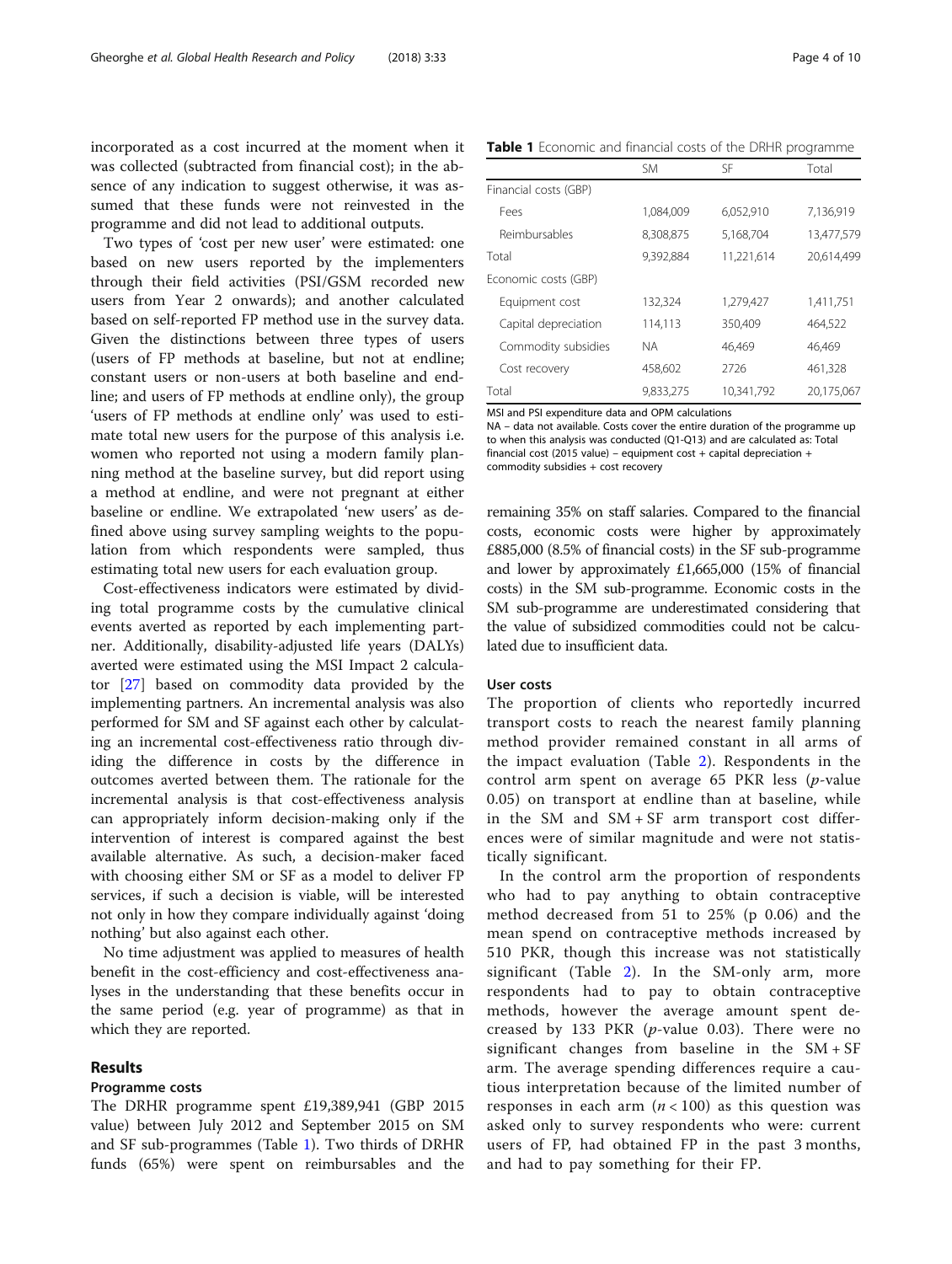incorporated as a cost incurred at the moment when it was collected (subtracted from financial cost); in the absence of any indication to suggest otherwise, it was assumed that these funds were not reinvested in the programme and did not lead to additional outputs.

Two types of 'cost per new user' were estimated: one based on new users reported by the implementers through their field activities (PSI/GSM recorded new users from Year 2 onwards); and another calculated based on self-reported FP method use in the survey data. Given the distinctions between three types of users (users of FP methods at baseline, but not at endline; constant users or non-users at both baseline and endline; and users of FP methods at endline only), the group 'users of FP methods at endline only' was used to estimate total new users for the purpose of this analysis i.e. women who reported not using a modern family planning method at the baseline survey, but did report using a method at endline, and were not pregnant at either baseline or endline. We extrapolated 'new users' as defined above using survey sampling weights to the population from which respondents were sampled, thus estimating total new users for each evaluation group.

Cost-effectiveness indicators were estimated by dividing total programme costs by the cumulative clinical events averted as reported by each implementing partner. Additionally, disability-adjusted life years (DALYs) averted were estimated using the MSI Impact 2 calculator [27] based on commodity data provided by the implementing partners. An incremental analysis was also performed for SM and SF against each other by calculating an incremental cost-effectiveness ratio through dividing the difference in costs by the difference in outcomes averted between them. The rationale for the incremental analysis is that cost-effectiveness analysis can appropriately inform decision-making only if the intervention of interest is compared against the best available alternative. As such, a decision-maker faced with choosing either SM or SF as a model to deliver FP services, if such a decision is viable, will be interested not only in how they compare individually against 'doing nothing' but also against each other.

No time adjustment was applied to measures of health benefit in the cost-efficiency and cost-effectiveness analyses in the understanding that these benefits occur in the same period (e.g. year of programme) as that in which they are reported.

## Results

### Programme costs

The DRHR programme spent £19,389,941 (GBP 2015 value) between July 2012 and September 2015 on SM and SF sub-programmes (Table 1). Two thirds of DRHR funds (65%) were spent on reimbursables and the remaining 35% on staff salaries. Compared to the financial costs, economic costs were higher by approximately £885,000 (8.5% of financial costs) in the SF sub-programme and lower by approximately £1,665,000 (15% of financial costs) in the SM sub-programme. Economic costs in the SM sub-programme are underestimated considering that the value of subsidized commodities could not be calculated due to insufficient data.

**Table 1** Economic and financial costs of the DRHR programme

| | SM | SF | Total |
|---|---|---|---|
| Financial costs (GBP) | | | |
| Fees | 1,084,009 | 6,052,910 | 7,136,919 |
| Reimbursables | 8,308,875 | 5,168,704 | 13,477,579 |
| Total | 9,392,884 | 11,221,614 | 20,614,499 |
| Economic costs (GBP) | | | |
| Equipment cost | 132,324 | 1,279,427 | 1,411,751 |
| Capital depreciation | 114,113 | 350,409 | 464,522 |
| Commodity subsidies | NA | 46,469 | 46,469 |
| Cost recovery | 458,602 | 2726 | 461,328 |
| Total | 9,833,275 | 10,341,792 | 20,175,067 |

MSI and PSI expenditure data and OPM calculations

NA – data not available. Costs cover the entire duration of the programme up to when this analysis was conducted (Q1-Q13) and are calculated as: Total financial cost (2015 value) – equipment cost + capital depreciation + commodity subsidies + cost recovery

### User costs

The proportion of clients who reportedly incurred transport costs to reach the nearest family planning method provider remained constant in all arms of the impact evaluation (Table 2). Respondents in the control arm spent on average 65 PKR less (*p*-value 0.05) on transport at endline than at baseline, while in the SM and SM + SF arm transport cost differences were of similar magnitude and were not statistically significant.

In the control arm the proportion of respondents who had to pay anything to obtain contraceptive method decreased from 51 to 25% (p 0.06) and the mean spend on contraceptive methods increased by 510 PKR, though this increase was not statistically significant (Table 2). In the SM-only arm, more respondents had to pay to obtain contraceptive methods, however the average amount spent decreased by 133 PKR (*p*-value 0.03). There were no significant changes from baseline in the SM + SF arm. The average spending differences require a cautious interpretation because of the limited number of responses in each arm ($n < 100$) as this question was asked only to survey respondents who were: current users of FP, had obtained FP in the past 3 months, and had to pay something for their FP.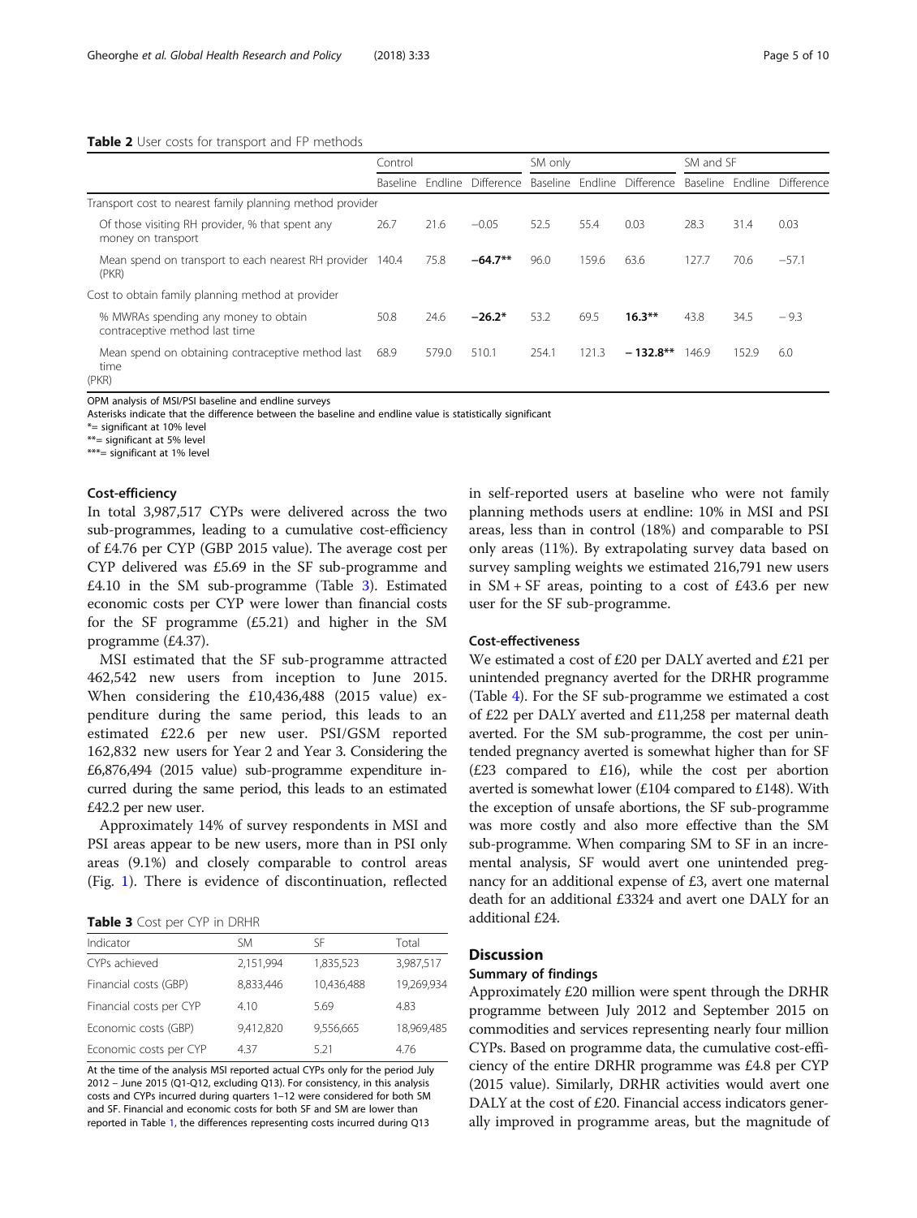**Table 2** User costs for transport and FP methods

| | Control | | | SM only | | | SM and SF | | |
|---|---|---|---|---|---|---|---|---|---|
| | Baseline | Endline | Difference | Baseline | Endline | Difference | Baseline | Endline | Difference |
| Transport cost to nearest family planning method provider | | | | | | | | | |
| Of those visiting RH provider, % that spent any money on transport | 26.7 | 21.6 | −0.05 | 52.5 | 55.4 | 0.03 | 28.3 | 31.4 | 0.03 |
| Mean spend on transport to each nearest RH provider (PKR) | 140.4 | 75.8 | **−64.7**** | 96.0 | 159.6 | 63.6 | 127.7 | 70.6 | −57.1 |
| Cost to obtain family planning method at provider | | | | | | | | | |
| % MWRAs spending any money to obtain contraceptive method last time | 50.8 | 24.6 | **−26.2*** | 53.2 | 69.5 | **16.3**** | 43.8 | 34.5 | − 9.3 |
| Mean spend on obtaining contraceptive method last time (PKR) | 68.9 | 579.0 | 510.1 | 254.1 | 121.3 | **− 132.8**** | 146.9 | 152.9 | 6.0 |

OPM analysis of MSI/PSI baseline and endline surveys
Asterisks indicate that the difference between the baseline and endline value is statistically significant
*= significant at 10% level
**= significant at 5% level
***= significant at 1% level

### Cost-efficiency

In total 3,987,517 CYPs were delivered across the two sub-programmes, leading to a cumulative cost-efficiency of £4.76 per CYP (GBP 2015 value). The average cost per CYP delivered was £5.69 in the SF sub-programme and £4.10 in the SM sub-programme (Table 3). Estimated economic costs per CYP were lower than financial costs for the SF programme (£5.21) and higher in the SM programme (£4.37).

MSI estimated that the SF sub-programme attracted 462,542 new users from inception to June 2015. When considering the £10,436,488 (2015 value) expenditure during the same period, this leads to an estimated £22.6 per new user. PSI/GSM reported 162,832 new users for Year 2 and Year 3. Considering the £6,876,494 (2015 value) sub-programme expenditure incurred during the same period, this leads to an estimated £42.2 per new user.

Approximately 14% of survey respondents in MSI and PSI areas appear to be new users, more than in PSI only areas (9.1%) and closely comparable to control areas (Fig. 1). There is evidence of discontinuation, reflected in self-reported users at baseline who were not family planning methods users at endline: 10% in MSI and PSI areas, less than in control (18%) and comparable to PSI only areas (11%). By extrapolating survey data based on survey sampling weights we estimated 216,791 new users in SM + SF areas, pointing to a cost of £43.6 per new user for the SF sub-programme.

**Table 3** Cost per CYP in DRHR

| Indicator | SM | SF | Total |
|---|---|---|---|
| CYPs achieved | 2,151,994 | 1,835,523 | 3,987,517 |
| Financial costs (GBP) | 8,833,446 | 10,436,488 | 19,269,934 |
| Financial costs per CYP | 4.10 | 5.69 | 4.83 |
| Economic costs (GBP) | 9,412,820 | 9,556,665 | 18,969,485 |
| Economic costs per CYP | 4.37 | 5.21 | 4.76 |

At the time of the analysis MSI reported actual CYPs only for the period July 2012 – June 2015 (Q1-Q12, excluding Q13). For consistency, in this analysis costs and CYPs incurred during quarters 1–12 were considered for both SM and SF. Financial and economic costs for both SF and SM are lower than reported in Table 1, the differences representing costs incurred during Q13

### Cost-effectiveness

We estimated a cost of £20 per DALY averted and £21 per unintended pregnancy averted for the DRHR programme (Table 4). For the SF sub-programme we estimated a cost of £22 per DALY averted and £11,258 per maternal death averted. For the SM sub-programme, the cost per unintended pregnancy averted is somewhat higher than for SF (£23 compared to £16), while the cost per abortion averted is somewhat lower (£104 compared to £148). With the exception of unsafe abortions, the SF sub-programme was more costly and also more effective than the SM sub-programme. When comparing SM to SF in an incremental analysis, SF would avert one unintended pregnancy for an additional expense of £3, avert one maternal death for an additional £3324 and avert one DALY for an additional £24.

## Discussion

### Summary of findings

Approximately £20 million were spent through the DRHR programme between July 2012 and September 2015 on commodities and services representing nearly four million CYPs. Based on programme data, the cumulative cost-efficiency of the entire DRHR programme was £4.8 per CYP (2015 value). Similarly, DRHR activities would avert one DALY at the cost of £20. Financial access indicators generally improved in programme areas, but the magnitude of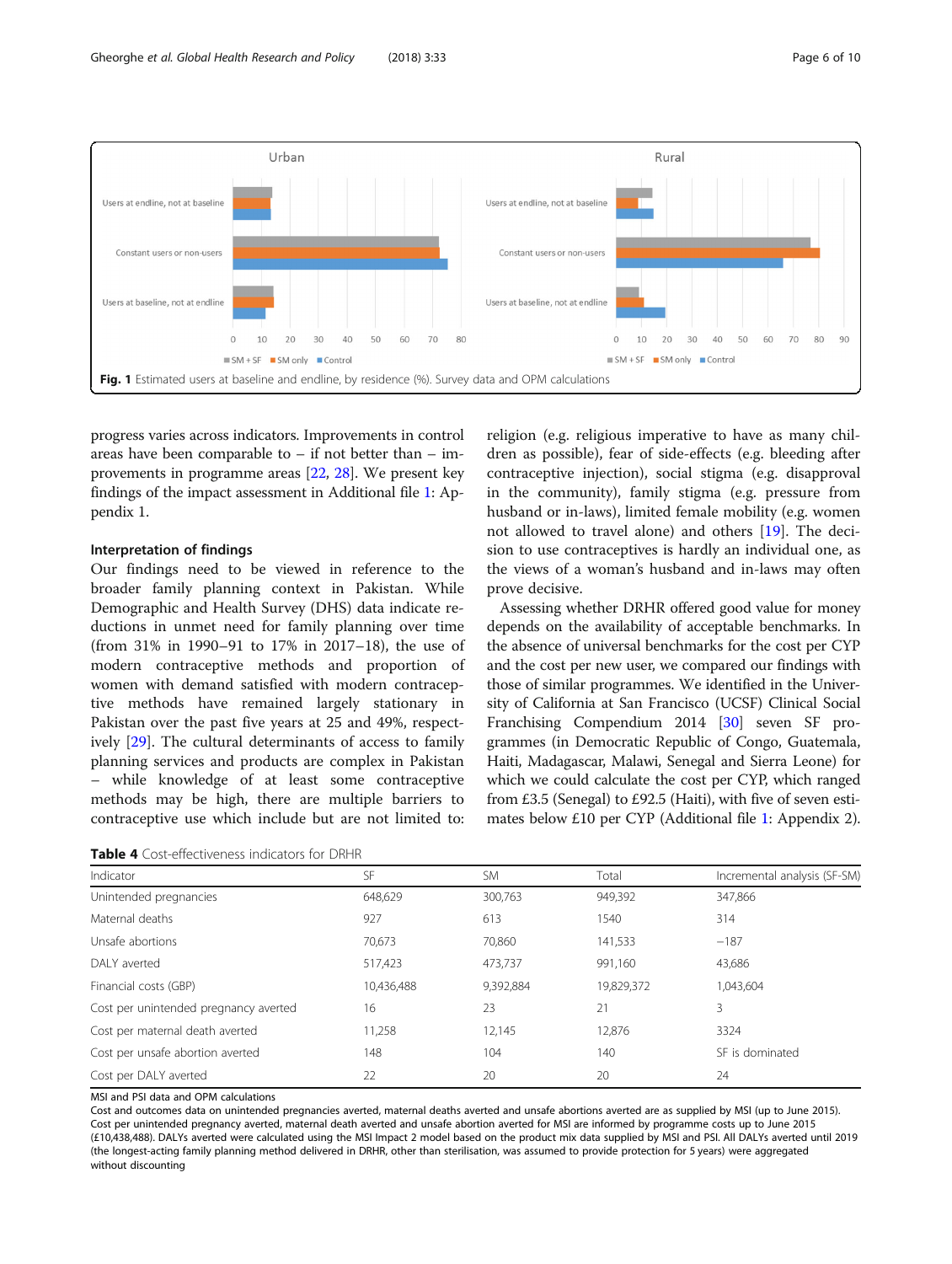Fig. 1 Estimated users at baseline and endline, by residence (%). Survey data and OPM calculations

progress varies across indicators. Improvements in control areas have been comparable to – if not better than – improvements in programme areas [22, 28]. We present key findings of the impact assessment in Additional file 1: Appendix 1.

### Interpretation of findings

Our findings need to be viewed in reference to the broader family planning context in Pakistan. While Demographic and Health Survey (DHS) data indicate reductions in unmet need for family planning over time (from 31% in 1990–91 to 17% in 2017–18), the use of modern contraceptive methods and proportion of women with demand satisfied with modern contraceptive methods have remained largely stationary in Pakistan over the past five years at 25 and 49%, respectively [29]. The cultural determinants of access to family planning services and products are complex in Pakistan – while knowledge of at least some contraceptive methods may be high, there are multiple barriers to contraceptive use which include but are not limited to: religion (e.g. religious imperative to have as many children as possible), fear of side-effects (e.g. bleeding after contraceptive injection), social stigma (e.g. disapproval in the community), family stigma (e.g. pressure from husband or in-laws), limited female mobility (e.g. women not allowed to travel alone) and others [19]. The decision to use contraceptives is hardly an individual one, as the views of a woman's husband and in-laws may often prove decisive.

Assessing whether DRHR offered good value for money depends on the availability of acceptable benchmarks. In the absence of universal benchmarks for the cost per CYP and the cost per new user, we compared our findings with those of similar programmes. We identified in the University of California at San Francisco (UCSF) Clinical Social Franchising Compendium 2014 [30] seven SF programmes (in Democratic Republic of Congo, Guatemala, Haiti, Madagascar, Malawi, Senegal and Sierra Leone) for which we could calculate the cost per CYP, which ranged from £3.5 (Senegal) to £92.5 (Haiti), with five of seven estimates below £10 per CYP (Additional file 1: Appendix 2).

**Table 4** Cost-effectiveness indicators for DRHR

| Indicator | SF | SM | Total | Incremental analysis (SF-SM) |
|---|---|---|---|---|
| Unintended pregnancies | 648,629 | 300,763 | 949,392 | 347,866 |
| Maternal deaths | 927 | 613 | 1540 | 314 |
| Unsafe abortions | 70,673 | 70,860 | 141,533 | −187 |
| DALY averted | 517,423 | 473,737 | 991,160 | 43,686 |
| Financial costs (GBP) | 10,436,488 | 9,392,884 | 19,829,372 | 1,043,604 |
| Cost per unintended pregnancy averted | 16 | 23 | 21 | 3 |
| Cost per maternal death averted | 11,258 | 12,145 | 12,876 | 3324 |
| Cost per unsafe abortion averted | 148 | 104 | 140 | SF is dominated |
| Cost per DALY averted | 22 | 20 | 20 | 24 |

MSI and PSI data and OPM calculations
Cost and outcomes data on unintended pregnancies averted, maternal deaths averted and unsafe abortions averted are as supplied by MSI (up to June 2015). Cost per unintended pregnancy averted, maternal death averted and unsafe abortion averted for MSI are informed by programme costs up to June 2015 (£10,438,488). DALYs averted were calculated using the MSI Impact 2 model based on the product mix data supplied by MSI and PSI. All DALYs averted until 2019 (the longest-acting family planning method delivered in DRHR, other than sterilisation, was assumed to provide protection for 5 years) were aggregated without discounting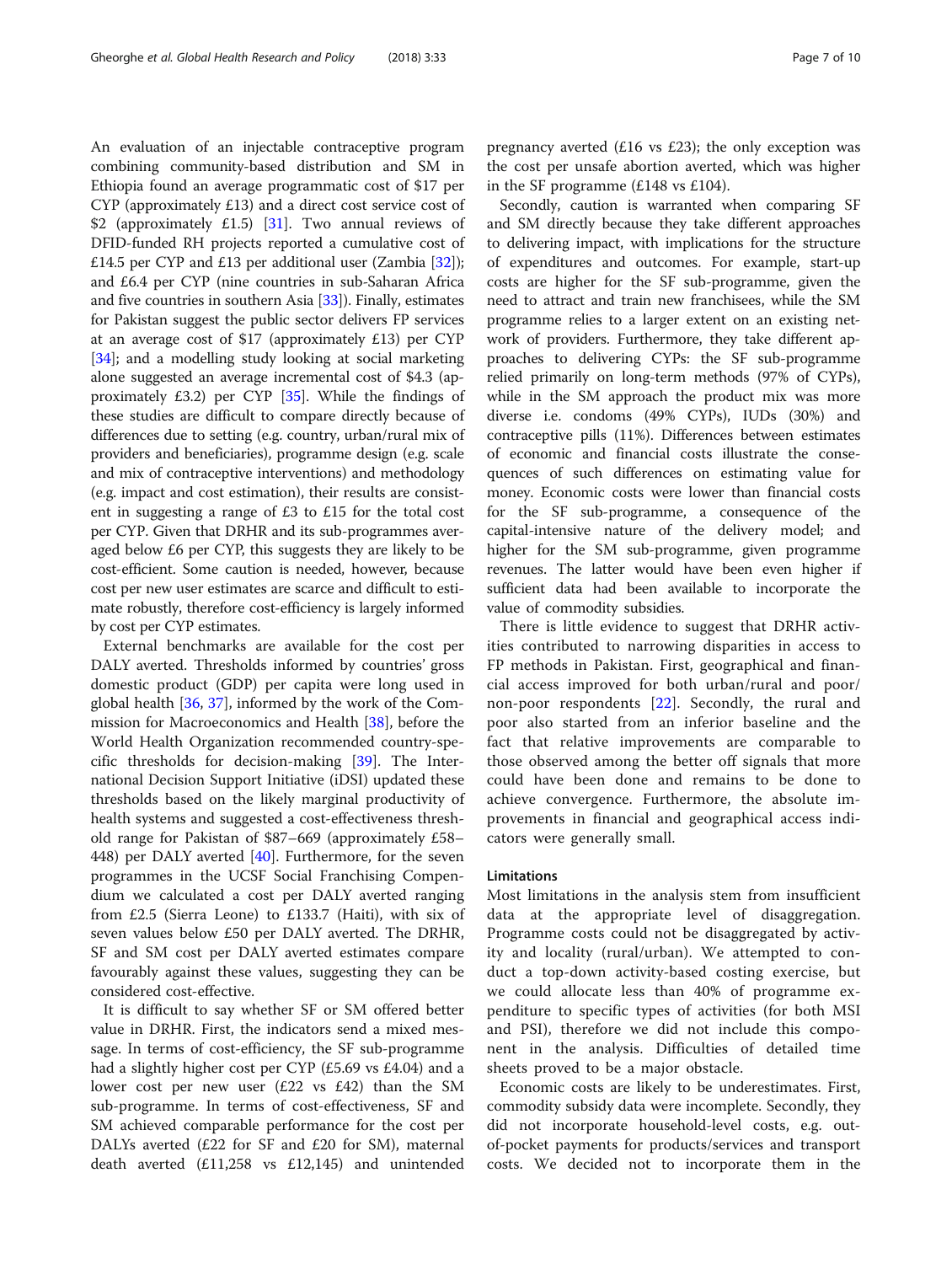An evaluation of an injectable contraceptive program combining community-based distribution and SM in Ethiopia found an average programmatic cost of $17 per CYP (approximately £13) and a direct cost service cost of $2 (approximately £1.5) [31]. Two annual reviews of DFID-funded RH projects reported a cumulative cost of £14.5 per CYP and £13 per additional user (Zambia [32]); and £6.4 per CYP (nine countries in sub-Saharan Africa and five countries in southern Asia [33]). Finally, estimates for Pakistan suggest the public sector delivers FP services at an average cost of $17 (approximately £13) per CYP [34]; and a modelling study looking at social marketing alone suggested an average incremental cost of $4.3 (approximately £3.2) per CYP [35]. While the findings of these studies are difficult to compare directly because of differences due to setting (e.g. country, urban/rural mix of providers and beneficiaries), programme design (e.g. scale and mix of contraceptive interventions) and methodology (e.g. impact and cost estimation), their results are consistent in suggesting a range of £3 to £15 for the total cost per CYP. Given that DRHR and its sub-programmes averaged below £6 per CYP, this suggests they are likely to be cost-efficient. Some caution is needed, however, because cost per new user estimates are scarce and difficult to estimate robustly, therefore cost-efficiency is largely informed by cost per CYP estimates.

External benchmarks are available for the cost per DALY averted. Thresholds informed by countries' gross domestic product (GDP) per capita were long used in global health [36, 37], informed by the work of the Commission for Macroeconomics and Health [38], before the World Health Organization recommended country-specific thresholds for decision-making [39]. The International Decision Support Initiative (iDSI) updated these thresholds based on the likely marginal productivity of health systems and suggested a cost-effectiveness threshold range for Pakistan of $87–669 (approximately £58–448) per DALY averted [40]. Furthermore, for the seven programmes in the UCSF Social Franchising Compendium we calculated a cost per DALY averted ranging from £2.5 (Sierra Leone) to £133.7 (Haiti), with six of seven values below £50 per DALY averted. The DRHR, SF and SM cost per DALY averted estimates compare favourably against these values, suggesting they can be considered cost-effective.

It is difficult to say whether SF or SM offered better value in DRHR. First, the indicators send a mixed message. In terms of cost-efficiency, the SF sub-programme had a slightly higher cost per CYP (£5.69 vs £4.04) and a lower cost per new user (£22 vs £42) than the SM sub-programme. In terms of cost-effectiveness, SF and SM achieved comparable performance for the cost per DALYs averted (£22 for SF and £20 for SM), maternal death averted (£11,258 vs £12,145) and unintended pregnancy averted (£16 vs £23); the only exception was the cost per unsafe abortion averted, which was higher in the SF programme (£148 vs £104).

Secondly, caution is warranted when comparing SF and SM directly because they take different approaches to delivering impact, with implications for the structure of expenditures and outcomes. For example, start-up costs are higher for the SF sub-programme, given the need to attract and train new franchisees, while the SM programme relies to a larger extent on an existing network of providers. Furthermore, they take different approaches to delivering CYPs: the SF sub-programme relied primarily on long-term methods (97% of CYPs), while in the SM approach the product mix was more diverse i.e. condoms (49% CYPs), IUDs (30%) and contraceptive pills (11%). Differences between estimates of economic and financial costs illustrate the consequences of such differences on estimating value for money. Economic costs were lower than financial costs for the SF sub-programme, a consequence of the capital-intensive nature of the delivery model; and higher for the SM sub-programme, given programme revenues. The latter would have been even higher if sufficient data had been available to incorporate the value of commodity subsidies.

There is little evidence to suggest that DRHR activities contributed to narrowing disparities in access to FP methods in Pakistan. First, geographical and financial access improved for both urban/rural and poor/non-poor respondents [22]. Secondly, the rural and poor also started from an inferior baseline and the fact that relative improvements are comparable to those observed among the better off signals that more could have been done and remains to be done to achieve convergence. Furthermore, the absolute improvements in financial and geographical access indicators were generally small.

### Limitations

Most limitations in the analysis stem from insufficient data at the appropriate level of disaggregation. Programme costs could not be disaggregated by activity and locality (rural/urban). We attempted to conduct a top-down activity-based costing exercise, but we could allocate less than 40% of programme expenditure to specific types of activities (for both MSI and PSI), therefore we did not include this component in the analysis. Difficulties of detailed time sheets proved to be a major obstacle.

Economic costs are likely to be underestimates. First, commodity subsidy data were incomplete. Secondly, they did not incorporate household-level costs, e.g. out-of-pocket payments for products/services and transport costs. We decided not to incorporate them in the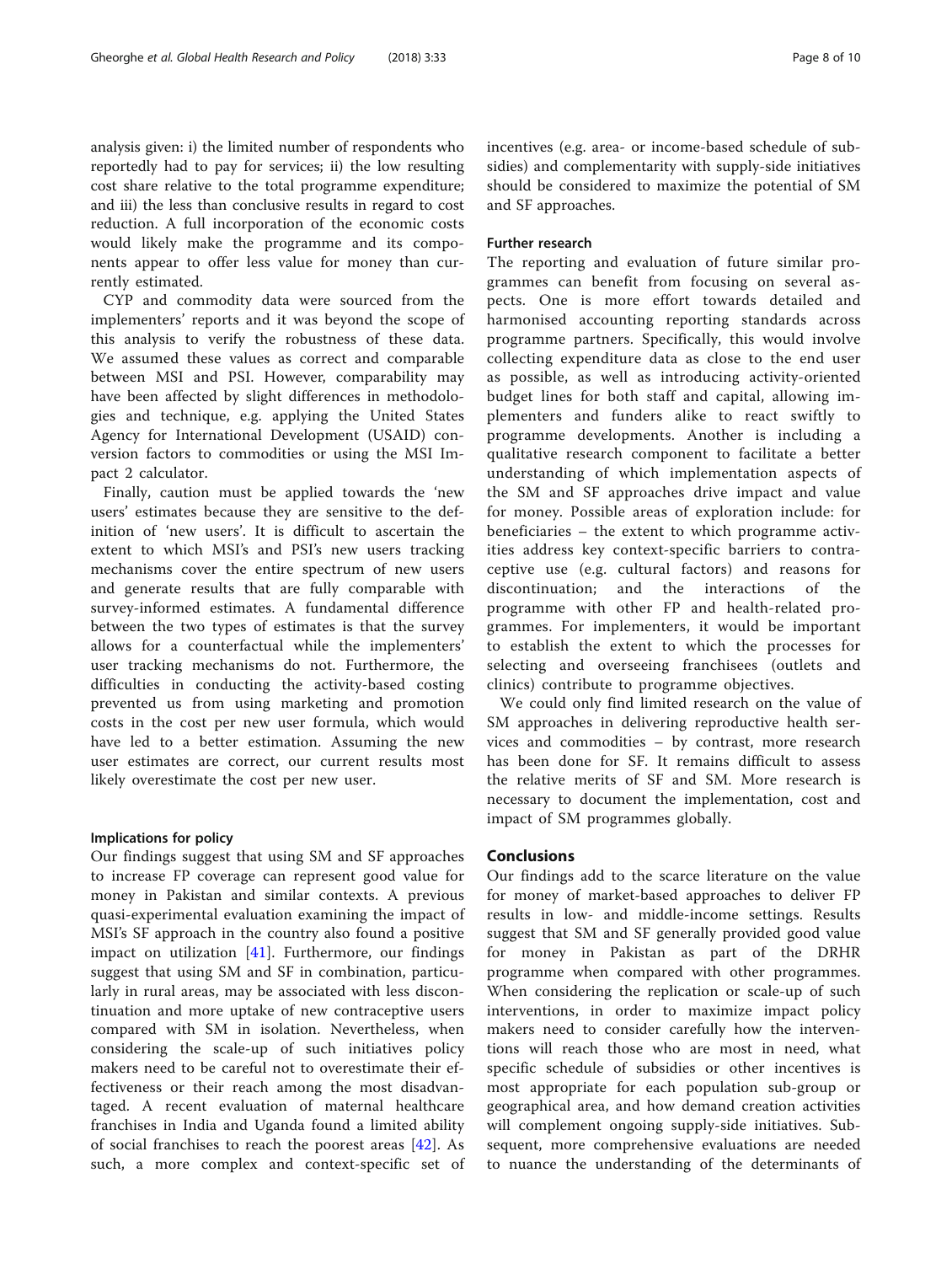analysis given: i) the limited number of respondents who reportedly had to pay for services; ii) the low resulting cost share relative to the total programme expenditure; and iii) the less than conclusive results in regard to cost reduction. A full incorporation of the economic costs would likely make the programme and its components appear to offer less value for money than currently estimated.

CYP and commodity data were sourced from the implementers' reports and it was beyond the scope of this analysis to verify the robustness of these data. We assumed these values as correct and comparable between MSI and PSI. However, comparability may have been affected by slight differences in methodologies and technique, e.g. applying the United States Agency for International Development (USAID) conversion factors to commodities or using the MSI Impact 2 calculator.

Finally, caution must be applied towards the 'new users' estimates because they are sensitive to the definition of 'new users'. It is difficult to ascertain the extent to which MSI's and PSI's new users tracking mechanisms cover the entire spectrum of new users and generate results that are fully comparable with survey-informed estimates. A fundamental difference between the two types of estimates is that the survey allows for a counterfactual while the implementers' user tracking mechanisms do not. Furthermore, the difficulties in conducting the activity-based costing prevented us from using marketing and promotion costs in the cost per new user formula, which would have led to a better estimation. Assuming the new user estimates are correct, our current results most likely overestimate the cost per new user.

### Implications for policy

Our findings suggest that using SM and SF approaches to increase FP coverage can represent good value for money in Pakistan and similar contexts. A previous quasi-experimental evaluation examining the impact of MSI's SF approach in the country also found a positive impact on utilization [41]. Furthermore, our findings suggest that using SM and SF in combination, particularly in rural areas, may be associated with less discontinuation and more uptake of new contraceptive users compared with SM in isolation. Nevertheless, when considering the scale-up of such initiatives policy makers need to be careful not to overestimate their effectiveness or their reach among the most disadvantaged. A recent evaluation of maternal healthcare franchises in India and Uganda found a limited ability of social franchises to reach the poorest areas [42]. As such, a more complex and context-specific set of incentives (e.g. area- or income-based schedule of subsidies) and complementarity with supply-side initiatives should be considered to maximize the potential of SM and SF approaches.

### Further research

The reporting and evaluation of future similar programmes can benefit from focusing on several aspects. One is more effort towards detailed and harmonised accounting reporting standards across programme partners. Specifically, this would involve collecting expenditure data as close to the end user as possible, as well as introducing activity-oriented budget lines for both staff and capital, allowing implementers and funders alike to react swiftly to programme developments. Another is including a qualitative research component to facilitate a better understanding of which implementation aspects of the SM and SF approaches drive impact and value for money. Possible areas of exploration include: for beneficiaries – the extent to which programme activities address key context-specific barriers to contraceptive use (e.g. cultural factors) and reasons for discontinuation; and the interactions of the programme with other FP and health-related programmes. For implementers, it would be important to establish the extent to which the processes for selecting and overseeing franchisees (outlets and clinics) contribute to programme objectives.

We could only find limited research on the value of SM approaches in delivering reproductive health services and commodities – by contrast, more research has been done for SF. It remains difficult to assess the relative merits of SF and SM. More research is necessary to document the implementation, cost and impact of SM programmes globally.

## Conclusions

Our findings add to the scarce literature on the value for money of market-based approaches to deliver FP results in low- and middle-income settings. Results suggest that SM and SF generally provided good value for money in Pakistan as part of the DRHR programme when compared with other programmes. When considering the replication or scale-up of such interventions, in order to maximize impact policy makers need to consider carefully how the interventions will reach those who are most in need, what specific schedule of subsidies or other incentives is most appropriate for each population sub-group or geographical area, and how demand creation activities will complement ongoing supply-side initiatives. Subsequent, more comprehensive evaluations are needed to nuance the understanding of the determinants of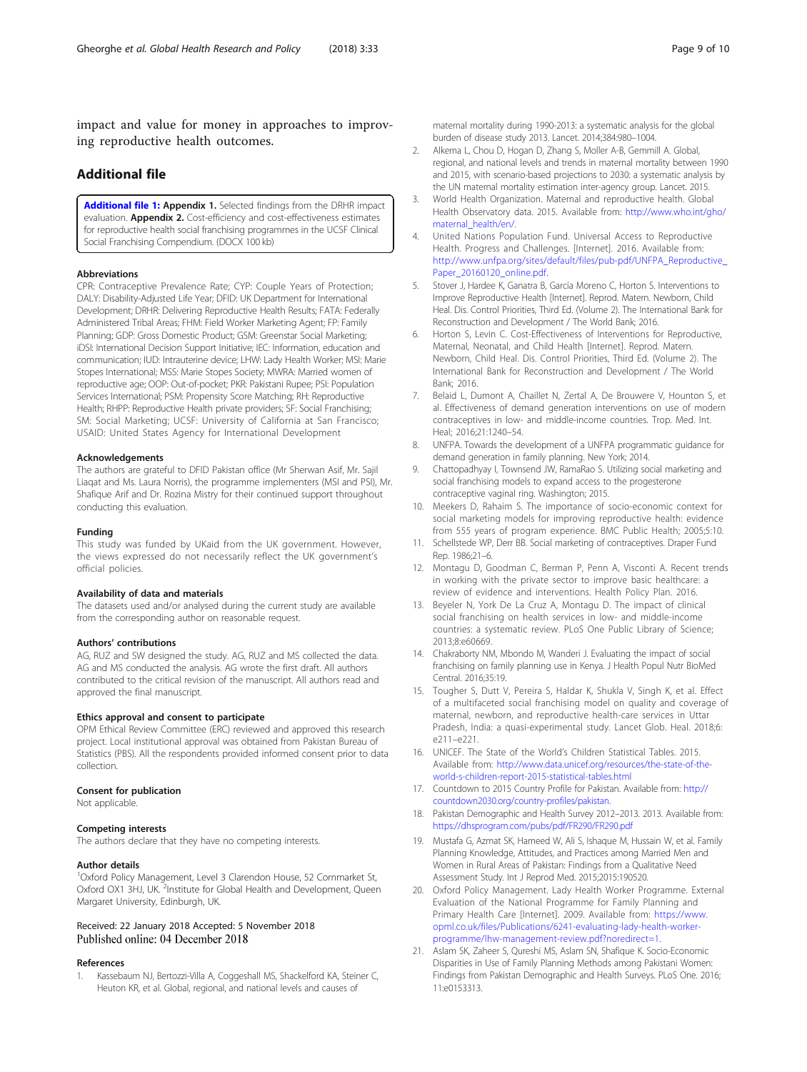impact and value for money in approaches to improving reproductive health outcomes.

## Additional file

**Additional file 1: Appendix 1.** Selected findings from the DRHR impact evaluation. **Appendix 2.** Cost-efficiency and cost-effectiveness estimates for reproductive health social franchising programmes in the UCSF Clinical Social Franchising Compendium. (DOCX 100 kb)

### Abbreviations

CPR: Contraceptive Prevalence Rate; CYP: Couple Years of Protection; DALY: Disability-Adjusted Life Year; DFID: UK Department for International Development; DRHR: Delivering Reproductive Health Results; FATA: Federally Administered Tribal Areas; FHM: Field Worker Marketing Agent; FP: Family Planning; GDP: Gross Domestic Product; GSM: Greenstar Social Marketing; iDSI: International Decision Support Initiative; IEC: Information, education and communication; IUD: Intrauterine device; LHW: Lady Health Worker; MSI: Marie Stopes International; MSS: Marie Stopes Society; MWRA: Married women of reproductive age; OOP: Out-of-pocket; PKR: Pakistani Rupee; PSI: Population Services International; PSM: Propensity Score Matching; RH: Reproductive Health; RHPP: Reproductive Health private providers; SF: Social Franchising; SM: Social Marketing; UCSF: University of California at San Francisco; USAID: United States Agency for International Development

### Acknowledgements

The authors are grateful to DFID Pakistan office (Mr Sherwan Asif, Mr. Sajil Liaqat and Ms. Laura Norris), the programme implementers (MSI and PSI), Mr. Shafique Arif and Dr. Rozina Mistry for their continued support throughout conducting this evaluation.

### Funding

This study was funded by UKaid from the UK government. However, the views expressed do not necessarily reflect the UK government's official policies.

### Availability of data and materials

The datasets used and/or analysed during the current study are available from the corresponding author on reasonable request.

### Authors' contributions

AG, RUZ and SW designed the study. AG, RUZ and MS collected the data. AG and MS conducted the analysis. AG wrote the first draft. All authors contributed to the critical revision of the manuscript. All authors read and approved the final manuscript.

### Ethics approval and consent to participate

OPM Ethical Review Committee (ERC) reviewed and approved this research project. Local institutional approval was obtained from Pakistan Bureau of Statistics (PBS). All the respondents provided informed consent prior to data collection.

### Consent for publication

Not applicable.

### Competing interests

The authors declare that they have no competing interests.

### Author details

[1]Oxford Policy Management, Level 3 Clarendon House, 52 Cornmarket St, Oxford OX1 3HJ, UK. [2]Institute for Global Health and Development, Queen Margaret University, Edinburgh, UK.

Received: 22 January 2018 Accepted: 5 November 2018
Published online: 04 December 2018

### References

1. Kassebaum NJ, Bertozzi-Villa A, Coggeshall MS, Shackelford KA, Steiner C, Heuton KR, et al. Global, regional, and national levels and causes of maternal mortality during 1990-2013: a systematic analysis for the global burden of disease study 2013. Lancet. 2014;384:980–1004.
2. Alkema L, Chou D, Hogan D, Zhang S, Moller A-B, Gemmill A. Global, regional, and national levels and trends in maternal mortality between 1990 and 2015, with scenario-based projections to 2030: a systematic analysis by the UN maternal mortality estimation inter-agency group. Lancet. 2015.
3. World Health Organization. Maternal and reproductive health. Global Health Observatory data. 2015. Available from: http://www.who.int/gho/maternal_health/en/.
4. United Nations Population Fund. Universal Access to Reproductive Health. Progress and Challenges. [Internet]. 2016. Available from: http://www.unfpa.org/sites/default/files/pub-pdf/UNFPA_Reproductive_Paper_20160120_online.pdf.
5. Stover J, Hardee K, Ganatra B, García Moreno C, Horton S. Interventions to Improve Reproductive Health [Internet]. Reprod. Matern. Newborn, Child Heal. Dis. Control Priorities, Third Ed. (Volume 2). The International Bank for Reconstruction and Development / The World Bank; 2016.
6. Horton S, Levin C. Cost-Effectiveness of Interventions for Reproductive, Maternal, Neonatal, and Child Health [Internet]. Reprod. Matern. Newborn, Child Heal. Dis. Control Priorities, Third Ed. (Volume 2). The International Bank for Reconstruction and Development / The World Bank; 2016.
7. Belaid L, Dumont A, Chaillet N, Zertal A, De Brouwere V, Hounton S, et al. Effectiveness of demand generation interventions on use of modern contraceptives in low- and middle-income countries. Trop. Med. Int. Heal; 2016;21:1240–54.
8. UNFPA. Towards the development of a UNFPA programmatic guidance for demand generation in family planning. New York; 2014.
9. Chattopadhyay I, Townsend JW, RamaRao S. Utilizing social marketing and social franchising models to expand access to the progesterone contraceptive vaginal ring. Washington; 2015.
10. Meekers D, Rahaim S. The importance of socio-economic context for social marketing models for improving reproductive health: evidence from 555 years of program experience. BMC Public Health; 2005;5:10.
11. Schellstede WP, Derr BB. Social marketing of contraceptives. Draper Fund Rep. 1986;21–6.
12. Montagu D, Goodman C, Berman P, Penn A, Visconti A. Recent trends in working with the private sector to improve basic healthcare: a review of evidence and interventions. Health Policy Plan. 2016.
13. Beyeler N, York De La Cruz A, Montagu D. The impact of clinical social franchising on health services in low- and middle-income countries: a systematic review. PLoS One Public Library of Science; 2013;8:e60669.
14. Chakraborty NM, Mbondo M, Wanderi J. Evaluating the impact of social franchising on family planning use in Kenya. J Health Popul Nutr BioMed Central. 2016;35:19.
15. Tougher S, Dutt V, Pereira S, Haldar K, Shukla V, Singh K, et al. Effect of a multifaceted social franchising model on quality and coverage of maternal, newborn, and reproductive health-care services in Uttar Pradesh, India: a quasi-experimental study. Lancet Glob. Heal. 2018;6:e211–e221.
16. UNICEF. The State of the World's Children Statistical Tables. 2015. Available from: http://www.data.unicef.org/resources/the-state-of-the-world-s-children-report-2015-statistical-tables.html
17. Countdown to 2015 Country Profile for Pakistan. Available from: http://countdown2030.org/country-profiles/pakistan.
18. Pakistan Demographic and Health Survey 2012–2013. 2013. Available from: https://dhsprogram.com/pubs/pdf/FR290/FR290.pdf
19. Mustafa G, Azmat SK, Hameed W, Ali S, Ishaque M, Hussain W, et al. Family Planning Knowledge, Attitudes, and Practices among Married Men and Women in Rural Areas of Pakistan: Findings from a Qualitative Need Assessment Study. Int J Reprod Med. 2015;2015:190520.
20. Oxford Policy Management. Lady Health Worker Programme. External Evaluation of the National Programme for Family Planning and Primary Health Care [Internet]. 2009. Available from: https://www.opml.co.uk/files/Publications/6241-evaluating-lady-health-worker-programme/lhw-management-review.pdf?noredirect=1.
21. Aslam SK, Zaheer S, Qureshi MS, Aslam SN, Shafique K. Socio-Economic Disparities in Use of Family Planning Methods among Pakistani Women: Findings from Pakistan Demographic and Health Surveys. PLoS One. 2016;11:e0153313.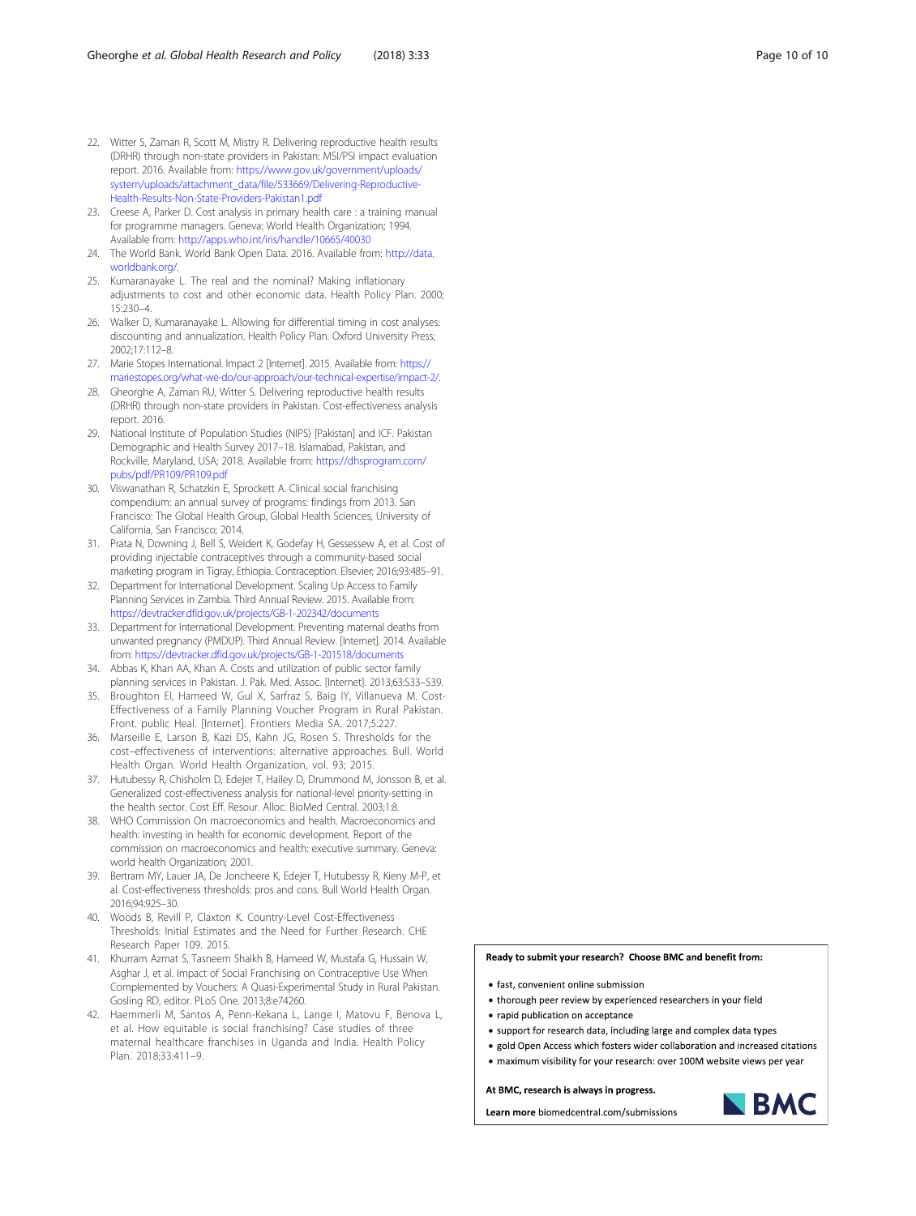22. Witter S, Zaman R, Scott M, Mistry R. Delivering reproductive health results (DRHR) through non-state providers in Pakistan: MSI/PSI impact evaluation report. 2016. Available from: https://www.gov.uk/government/uploads/system/uploads/attachment_data/file/533669/Delivering-Reproductive-Health-Results-Non-State-Providers-Pakistan1.pdf
23. Creese A, Parker D. Cost analysis in primary health care : a training manual for programme managers. Geneva: World Health Organization; 1994. Available from: http://apps.who.int/iris/handle/10665/40030
24. The World Bank. World Bank Open Data. 2016. Available from: http://data.worldbank.org/.
25. Kumaranayake L. The real and the nominal? Making inflationary adjustments to cost and other economic data. Health Policy Plan. 2000; 15:230–4.
26. Walker D, Kumaranayake L. Allowing for differential timing in cost analyses: discounting and annualization. Health Policy Plan. Oxford University Press; 2002;17:112–8.
27. Marie Stopes International. Impact 2 [Internet]. 2015. Available from: https://mariestopes.org/what-we-do/our-approach/our-technical-expertise/impact-2/.
28. Gheorghe A, Zaman RU, Witter S. Delivering reproductive health results (DRHR) through non-state providers in Pakistan. Cost-effectiveness analysis report. 2016.
29. National Institute of Population Studies (NIPS) [Pakistan] and ICF. Pakistan Demographic and Health Survey 2017–18. Islamabad, Pakistan, and Rockville, Maryland, USA; 2018. Available from: https://dhsprogram.com/pubs/pdf/PR109/PR109.pdf
30. Viswanathan R, Schatzkin E, Sprockett A. Clinical social franchising compendium: an annual survey of programs: findings from 2013. San Francisco: The Global Health Group, Global Health Sciences, University of California, San Francisco; 2014.
31. Prata N, Downing J, Bell S, Weidert K, Godefay H, Gessessew A, et al. Cost of providing injectable contraceptives through a community-based social marketing program in Tigray, Ethiopia. Contraception. Elsevier; 2016;93:485–91.
32. Department for International Development. Scaling Up Access to Family Planning Services in Zambia. Third Annual Review. 2015. Available from: https://devtracker.dfid.gov.uk/projects/GB-1-202342/documents
33. Department for International Development. Preventing maternal deaths from unwanted pregnancy (PMDUP). Third Annual Review. [Internet]. 2014. Available from: https://devtracker.dfid.gov.uk/projects/GB-1-201518/documents
34. Abbas K, Khan AA, Khan A. Costs and utilization of public sector family planning services in Pakistan. J. Pak. Med. Assoc. [Internet]. 2013;63:S33–S39.
35. Broughton EI, Hameed W, Gul X, Sarfraz S, Baig IY, Villanueva M. Cost-Effectiveness of a Family Planning Voucher Program in Rural Pakistan. Front. public Heal. [Internet]. Frontiers Media SA. 2017;5:227.
36. Marseille E, Larson B, Kazi DS, Kahn JG, Rosen S. Thresholds for the cost–effectiveness of interventions: alternative approaches. Bull. World Health Organ. World Health Organization, vol. 93; 2015.
37. Hutubessy R, Chisholm D, Edejer T, Hailey D, Drummond M, Jonsson B, et al. Generalized cost-effectiveness analysis for national-level priority-setting in the health sector. Cost Eff. Resour. Alloc. BioMed Central. 2003;1:8.
38. WHO Commission On macroeconomics and health. Macroeconomics and health: investing in health for economic development. Report of the commission on macroeconomics and health: executive summary. Geneva: world health Organization; 2001.
39. Bertram MY, Lauer JA, De Joncheere K, Edejer T, Hutubessy R, Kieny M-P, et al. Cost-effectiveness thresholds: pros and cons. Bull World Health Organ. 2016;94:925–30.
40. Woods B, Revill P, Claxton K. Country-Level Cost-Effectiveness Thresholds: Initial Estimates and the Need for Further Research. CHE Research Paper 109. 2015.
41. Khurram Azmat S, Tasneem Shaikh B, Hameed W, Mustafa G, Hussain W, Asghar J, et al. Impact of Social Franchising on Contraceptive Use When Complemented by Vouchers: A Quasi-Experimental Study in Rural Pakistan. Gosling RD, editor. PLoS One. 2013;8:e74260.
42. Haemmerli M, Santos A, Penn-Kekana L, Lange I, Matovu F, Benova L, et al. How equitable is social franchising? Case studies of three maternal healthcare franchises in Uganda and India. Health Policy Plan. 2018;33:411–9.